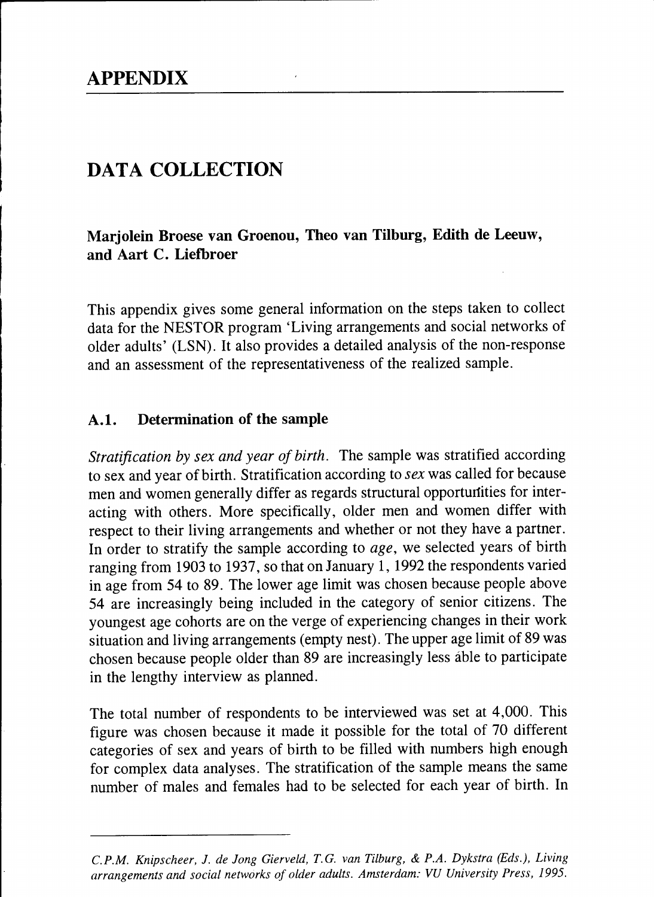# APPENDIX

## DATA COLLECTION

**Marjolein Broese van Groenou, Theo van Tilburg, Edith de Leeuw, and Aart C. Liefbroer**

This appendix gives some general information on the steps taken to collect data for the NESTOR program 'Living arrangements and social networks of older adults' (LSN). It also provides a detailed analysis of the non-response and an assessment of the representativeness of the realized sample.

### A.1. Determination of the sample

*Stratification by sex and year of birth.* The sample was stratified according to sex and year of birth. Stratification according to *sex* was called for because men and women generally differ as regards structural opportunities for interacting with others. More specifically, older men and women differ with respect to their living arrangements and whether or not they have a partner. In order to stratify the sample according to *age*, we selected years of birth ranging from 1903 to 1937, so that on January 1, 1992 the respondents varied in age from 54 to 89. The lower age limit was chosen because people above 54 are increasingly being included in the category of senior citizens. The youngest age cohorts are on the verge of experiencing changes in their work situation and living arrangements (empty nest). The upper age limit of 89 was chosen because people older than 89 are increasingly less able to participate in the lengthy interview as planned.

The total number of respondents to be interviewed was set at 4,000. This figure was chosen because it made it possible for the total of 70 different categories of sex and years of birth to be filled with numbers high enough for complex data analyses. The stratification of the sample means the same number of males and females had to be selected for each year of birth. In

*C.P.M. Knipscheer, J. de Jong Gierveld, T.G. van Tilburg, & P.A. Dykstra (Eds.), Living arrangements and social networks of older adults. Amsterdam: VU University Press, 1995.*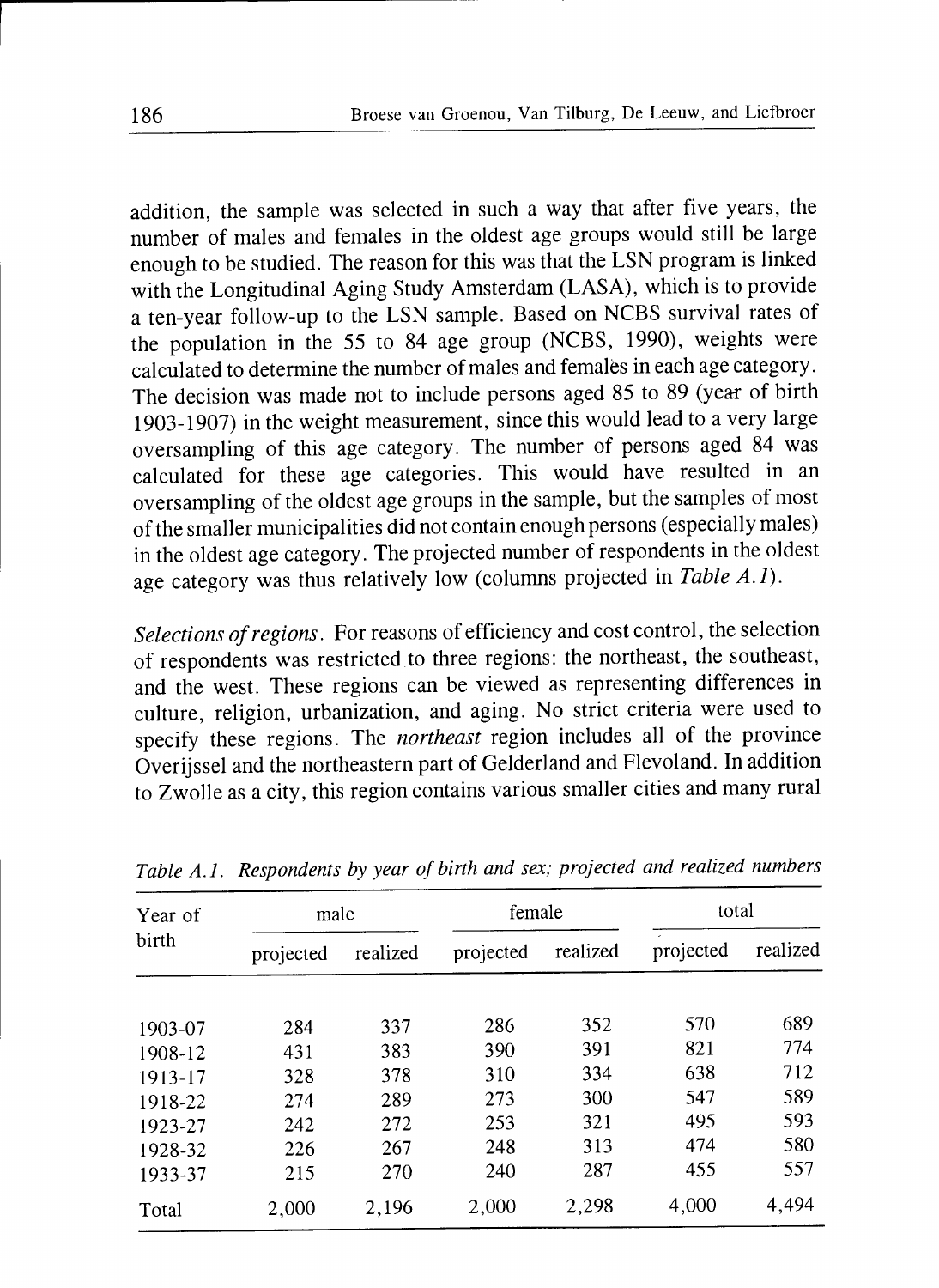addition, the sample was selected in such a way that after five years, the number of males and females in the oldest age groups would still be large enough to be studied. The reason for this was that the LSN program is linked with the Longitudinal Aging Study Amsterdam (LASA), which is to provide a ten-year follow-up to the LSN sample. Based on NCBS survival rates of the population in the 55 to 84 age group (NCBS, 1990), weights were calculated to determine the number of males and females in each age category. The decision was made not to include persons aged 85 to 89 (year of birth 1903-1907) in the weight measurement, since this would lead to a very large oversampling of this age category. The number of persons aged 84 was calculated for these age categories. This would have resulted in an oversampling of the oldest age groups in the sample, but the samples of most of the smaller municipalities did not contain enough persons (especially males) in the oldest age category. The projected number of respondents in the oldest age category was thus relatively low (columns projected in *Table A.1*).

*Selections of regions*. For reasons of efficiency and cost control, the selection of respondents was restricted to three regions: the northeast, the southeast, and the west. These regions can be viewed as representing differences in culture, religion, urbanization, and aging. No strict criteria were used to specify these regions. The *northeast* region includes all of the province Overijssel and the northeastern part of Gelderland and Flevoland. In addition to Zwolle as a city, this region contains various smaller cities and many rural

*Table A.1. Respondents by year of birth and sex; projected and realized numbers*

| Year of birth | male | | female | | total | |
|---|---|---|---|---|---|---|
| | projected | realized | projected | realized | projected | realized |
| 1903-07 | 284 | 337 | 286 | 352 | 570 | 689 |
| 1908-12 | 431 | 383 | 390 | 391 | 821 | 774 |
| 1913-17 | 328 | 378 | 310 | 334 | 638 | 712 |
| 1918-22 | 274 | 289 | 273 | 300 | 547 | 589 |
| 1923-27 | 242 | 272 | 253 | 321 | 495 | 593 |
| 1928-32 | 226 | 267 | 248 | 313 | 474 | 580 |
| 1933-37 | 215 | 270 | 240 | 287 | 455 | 557 |
| Total | 2,000 | 2,196 | 2,000 | 2,298 | 4,000 | 4,494 |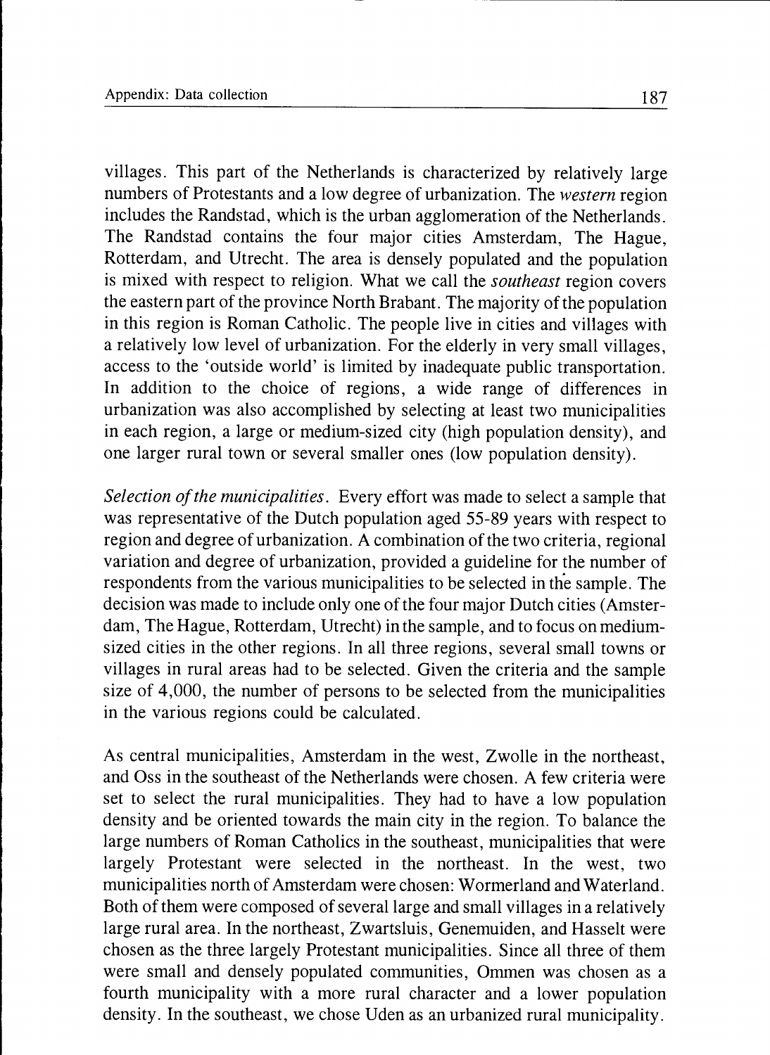villages. This part of the Netherlands is characterized by relatively large numbers of Protestants and a low degree of urbanization. The *western* region includes the Randstad, which is the urban agglomeration of the Netherlands. The Randstad contains the four major cities Amsterdam, The Hague, Rotterdam, and Utrecht. The area is densely populated and the population is mixed with respect to religion. What we call the *southeast* region covers the eastern part of the province North Brabant. The majority of the population in this region is Roman Catholic. The people live in cities and villages with a relatively low level of urbanization. For the elderly in very small villages, access to the 'outside world' is limited by inadequate public transportation. In addition to the choice of regions, a wide range of differences in urbanization was also accomplished by selecting at least two municipalities in each region, a large or medium-sized city (high population density), and one larger rural town or several smaller ones (low population density).

*Selection of the municipalities*. Every effort was made to select a sample that was representative of the Dutch population aged 55-89 years with respect to region and degree of urbanization. A combination of the two criteria, regional variation and degree of urbanization, provided a guideline for the number of respondents from the various municipalities to be selected in the sample. The decision was made to include only one of the four major Dutch cities (Amsterdam, The Hague, Rotterdam, Utrecht) in the sample, and to focus on medium-sized cities in the other regions. In all three regions, several small towns or villages in rural areas had to be selected. Given the criteria and the sample size of 4,000, the number of persons to be selected from the municipalities in the various regions could be calculated.

As central municipalities, Amsterdam in the west, Zwolle in the northeast, and Oss in the southeast of the Netherlands were chosen. A few criteria were set to select the rural municipalities. They had to have a low population density and be oriented towards the main city in the region. To balance the large numbers of Roman Catholics in the southeast, municipalities that were largely Protestant were selected in the northeast. In the west, two municipalities north of Amsterdam were chosen: Wormerland and Waterland. Both of them were composed of several large and small villages in a relatively large rural area. In the northeast, Zwartsluis, Genemuiden, and Hasselt were chosen as the three largely Protestant municipalities. Since all three of them were small and densely populated communities, Ommen was chosen as a fourth municipality with a more rural character and a lower population density. In the southeast, we chose Uden as an urbanized rural municipality.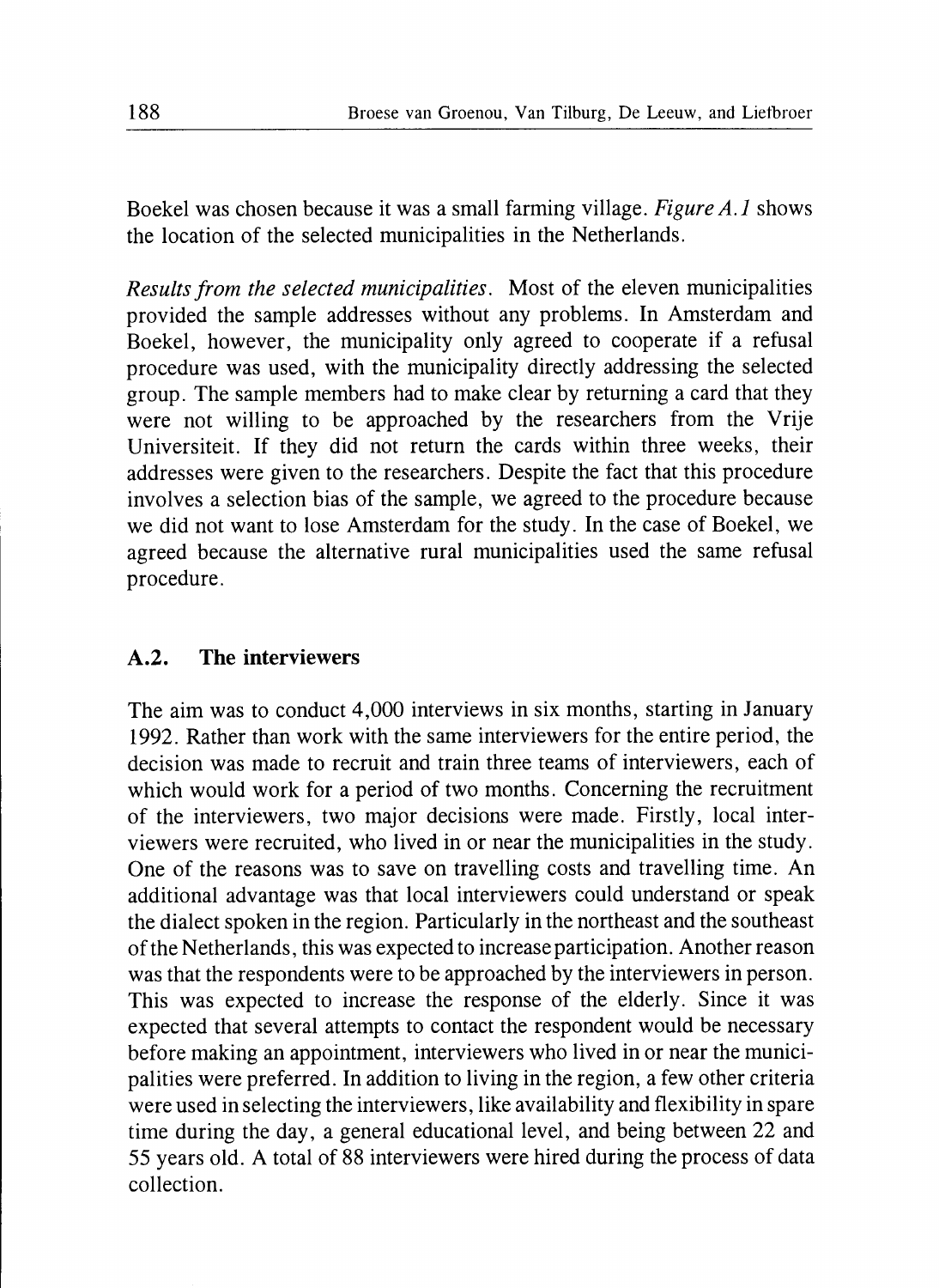Boekel was chosen because it was a small farming village. *Figure A.1* shows the location of the selected municipalities in the Netherlands.

*Results from the selected municipalities.* Most of the eleven municipalities provided the sample addresses without any problems. In Amsterdam and Boekel, however, the municipality only agreed to cooperate if a refusal procedure was used, with the municipality directly addressing the selected group. The sample members had to make clear by returning a card that they were not willing to be approached by the researchers from the Vrije Universiteit. If they did not return the cards within three weeks, their addresses were given to the researchers. Despite the fact that this procedure involves a selection bias of the sample, we agreed to the procedure because we did not want to lose Amsterdam for the study. In the case of Boekel, we agreed because the alternative rural municipalities used the same refusal procedure.

## A.2. The interviewers

The aim was to conduct 4,000 interviews in six months, starting in January 1992. Rather than work with the same interviewers for the entire period, the decision was made to recruit and train three teams of interviewers, each of which would work for a period of two months. Concerning the recruitment of the interviewers, two major decisions were made. Firstly, local interviewers were recruited, who lived in or near the municipalities in the study. One of the reasons was to save on travelling costs and travelling time. An additional advantage was that local interviewers could understand or speak the dialect spoken in the region. Particularly in the northeast and the southeast of the Netherlands, this was expected to increase participation. Another reason was that the respondents were to be approached by the interviewers in person. This was expected to increase the response of the elderly. Since it was expected that several attempts to contact the respondent would be necessary before making an appointment, interviewers who lived in or near the municipalities were preferred. In addition to living in the region, a few other criteria were used in selecting the interviewers, like availability and flexibility in spare time during the day, a general educational level, and being between 22 and 55 years old. A total of 88 interviewers were hired during the process of data collection.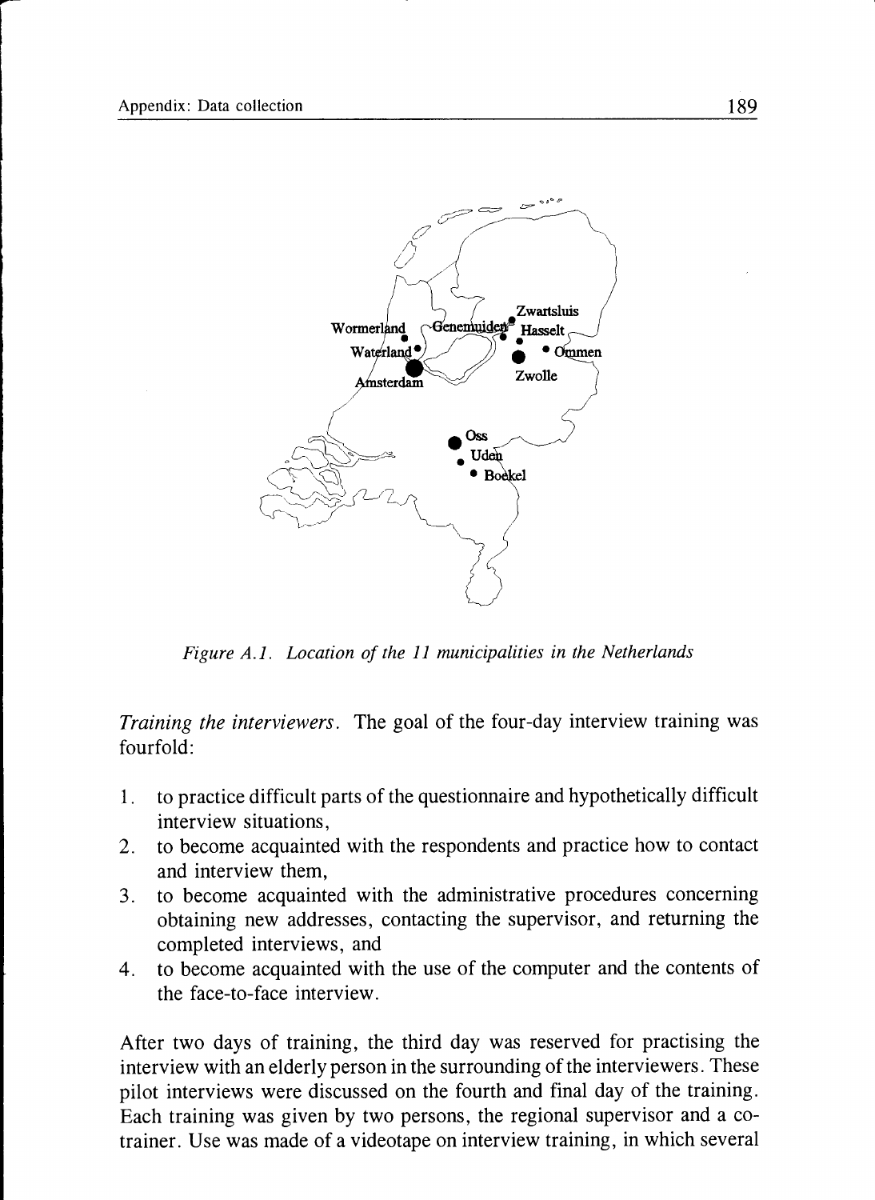*Figure A.1. Location of the 11 municipalities in the Netherlands*

*Training the interviewers.* The goal of the four-day interview training was fourfold:

1. to practice difficult parts of the questionnaire and hypothetically difficult interview situations,
2. to become acquainted with the respondents and practice how to contact and interview them,
3. to become acquainted with the administrative procedures concerning obtaining new addresses, contacting the supervisor, and returning the completed interviews, and
4. to become acquainted with the use of the computer and the contents of the face-to-face interview.

After two days of training, the third day was reserved for practising the interview with an elderly person in the surrounding of the interviewers. These pilot interviews were discussed on the fourth and final day of the training. Each training was given by two persons, the regional supervisor and a co-trainer. Use was made of a videotape on interview training, in which several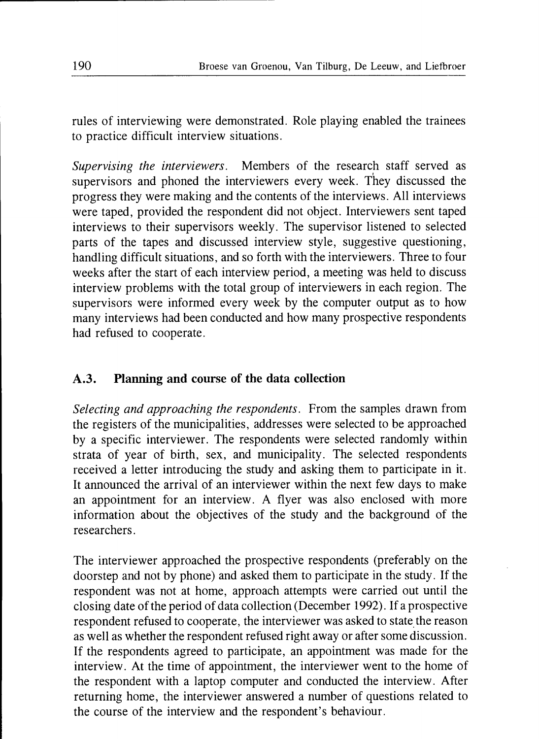rules of interviewing were demonstrated. Role playing enabled the trainees to practice difficult interview situations.

*Supervising the interviewers.* Members of the research staff served as supervisors and phoned the interviewers every week. They discussed the progress they were making and the contents of the interviews. All interviews were taped, provided the respondent did not object. Interviewers sent taped interviews to their supervisors weekly. The supervisor listened to selected parts of the tapes and discussed interview style, suggestive questioning, handling difficult situations, and so forth with the interviewers. Three to four weeks after the start of each interview period, a meeting was held to discuss interview problems with the total group of interviewers in each region. The supervisors were informed every week by the computer output as to how many interviews had been conducted and how many prospective respondents had refused to cooperate.

## A.3. Planning and course of the data collection

*Selecting and approaching the respondents.* From the samples drawn from the registers of the municipalities, addresses were selected to be approached by a specific interviewer. The respondents were selected randomly within strata of year of birth, sex, and municipality. The selected respondents received a letter introducing the study and asking them to participate in it. It announced the arrival of an interviewer within the next few days to make an appointment for an interview. A flyer was also enclosed with more information about the objectives of the study and the background of the researchers.

The interviewer approached the prospective respondents (preferably on the doorstep and not by phone) and asked them to participate in the study. If the respondent was not at home, approach attempts were carried out until the closing date of the period of data collection (December 1992). If a prospective respondent refused to cooperate, the interviewer was asked to state the reason as well as whether the respondent refused right away or after some discussion. If the respondents agreed to participate, an appointment was made for the interview. At the time of appointment, the interviewer went to the home of the respondent with a laptop computer and conducted the interview. After returning home, the interviewer answered a number of questions related to the course of the interview and the respondent's behaviour.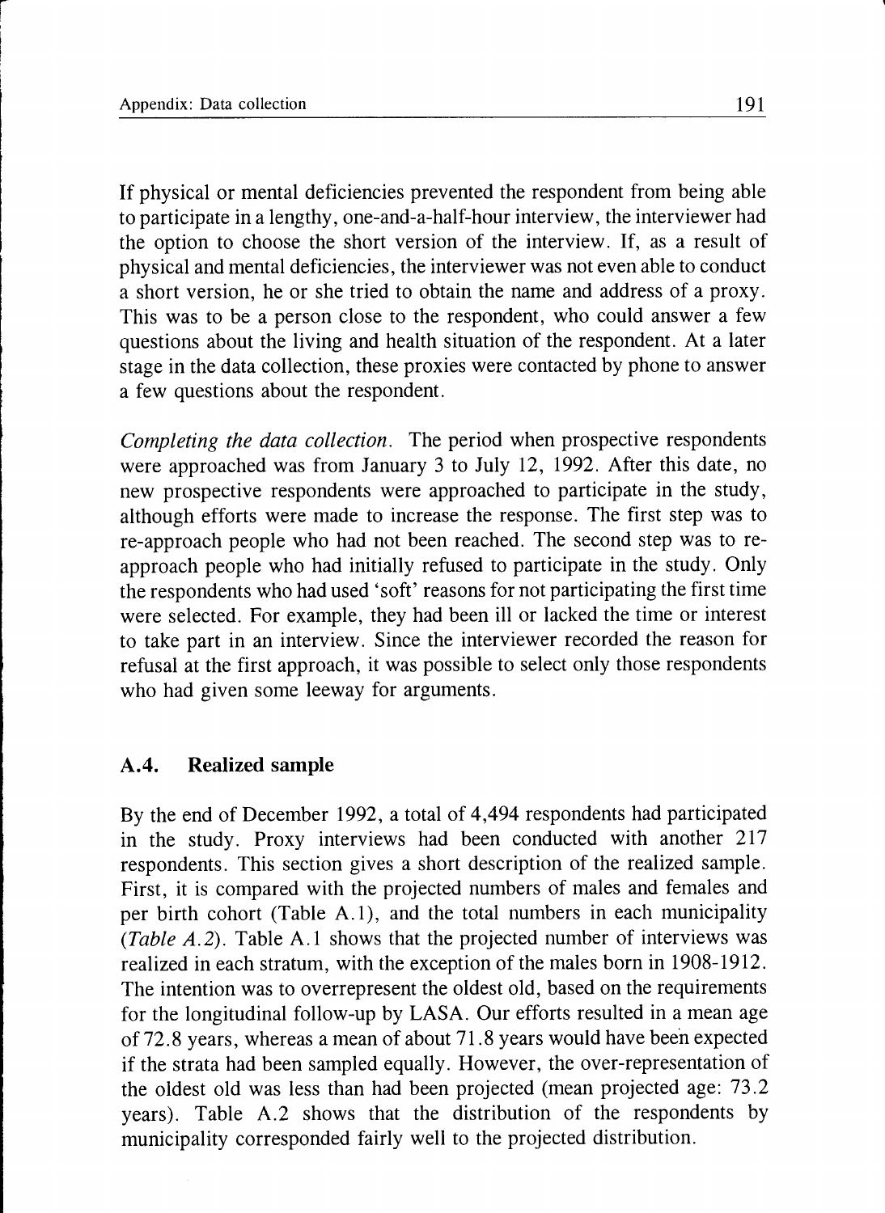If physical or mental deficiencies prevented the respondent from being able to participate in a lengthy, one-and-a-half-hour interview, the interviewer had the option to choose the short version of the interview. If, as a result of physical and mental deficiencies, the interviewer was not even able to conduct a short version, he or she tried to obtain the name and address of a proxy. This was to be a person close to the respondent, who could answer a few questions about the living and health situation of the respondent. At a later stage in the data collection, these proxies were contacted by phone to answer a few questions about the respondent.

*Completing the data collection.* The period when prospective respondents were approached was from January 3 to July 12, 1992. After this date, no new prospective respondents were approached to participate in the study, although efforts were made to increase the response. The first step was to re-approach people who had not been reached. The second step was to re-approach people who had initially refused to participate in the study. Only the respondents who had used 'soft' reasons for not participating the first time were selected. For example, they had been ill or lacked the time or interest to take part in an interview. Since the interviewer recorded the reason for refusal at the first approach, it was possible to select only those respondents who had given some leeway for arguments.

## A.4. Realized sample

By the end of December 1992, a total of 4,494 respondents had participated in the study. Proxy interviews had been conducted with another 217 respondents. This section gives a short description of the realized sample. First, it is compared with the projected numbers of males and females and per birth cohort (Table A.1), and the total numbers in each municipality (*Table A.2*). Table A.1 shows that the projected number of interviews was realized in each stratum, with the exception of the males born in 1908-1912. The intention was to overrepresent the oldest old, based on the requirements for the longitudinal follow-up by LASA. Our efforts resulted in a mean age of 72.8 years, whereas a mean of about 71.8 years would have been expected if the strata had been sampled equally. However, the over-representation of the oldest old was less than had been projected (mean projected age: 73.2 years). Table A.2 shows that the distribution of the respondents by municipality corresponded fairly well to the projected distribution.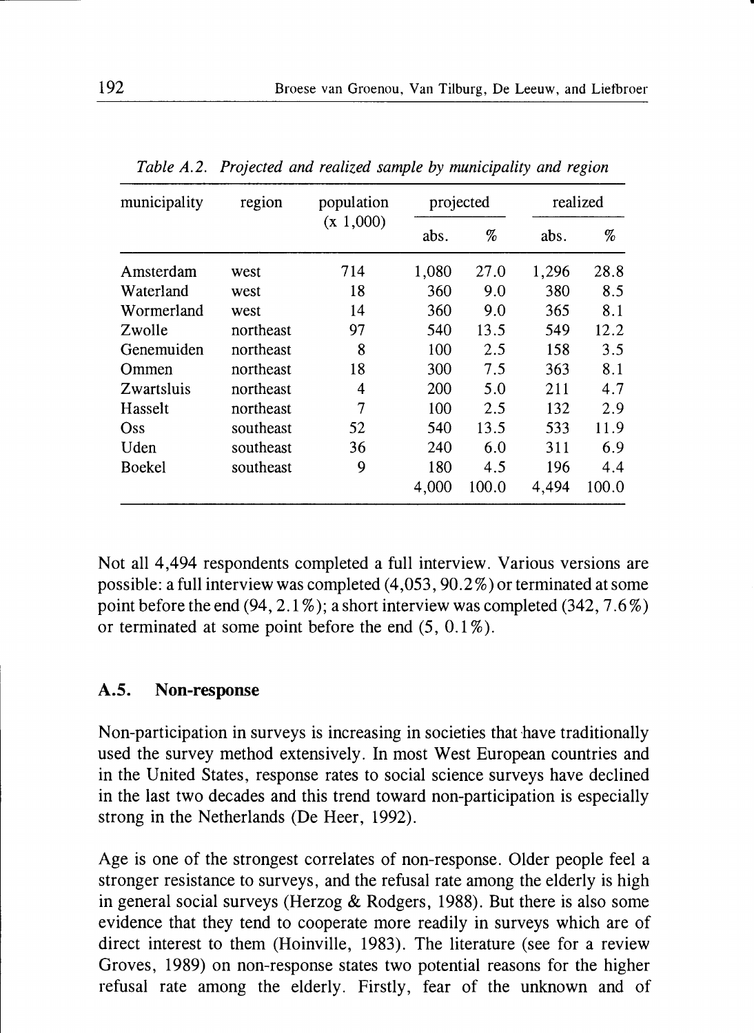*Table A.2. Projected and realized sample by municipality and region*

| municipality | region | population (x 1,000) | projected | | realized | |
|---|---|---|---|---|---|---|
| | | | abs. | % | abs. | % |
| Amsterdam | west | 714 | 1,080 | 27.0 | 1,296 | 28.8 |
| Waterland | west | 18 | 360 | 9.0 | 380 | 8.5 |
| Wormerland | west | 14 | 360 | 9.0 | 365 | 8.1 |
| Zwolle | northeast | 97 | 540 | 13.5 | 549 | 12.2 |
| Genemuiden | northeast | 8 | 100 | 2.5 | 158 | 3.5 |
| Ommen | northeast | 18 | 300 | 7.5 | 363 | 8.1 |
| Zwartsluis | northeast | 4 | 200 | 5.0 | 211 | 4.7 |
| Hasselt | northeast | 7 | 100 | 2.5 | 132 | 2.9 |
| Oss | southeast | 52 | 540 | 13.5 | 533 | 11.9 |
| Uden | southeast | 36 | 240 | 6.0 | 311 | 6.9 |
| Boekel | southeast | 9 | 180 | 4.5 | 196 | 4.4 |
| | | | 4,000 | 100.0 | 4,494 | 100.0 |

Not all 4,494 respondents completed a full interview. Various versions are possible: a full interview was completed (4,053, 90.2%) or terminated at some point before the end (94, 2.1%); a short interview was completed (342, 7.6%) or terminated at some point before the end (5, 0.1%).

### A.5. Non-response

Non-participation in surveys is increasing in societies that have traditionally used the survey method extensively. In most West European countries and in the United States, response rates to social science surveys have declined in the last two decades and this trend toward non-participation is especially strong in the Netherlands (De Heer, 1992).

Age is one of the strongest correlates of non-response. Older people feel a stronger resistance to surveys, and the refusal rate among the elderly is high in general social surveys (Herzog & Rodgers, 1988). But there is also some evidence that they tend to cooperate more readily in surveys which are of direct interest to them (Hoinville, 1983). The literature (see for a review Groves, 1989) on non-response states two potential reasons for the higher refusal rate among the elderly. Firstly, fear of the unknown and of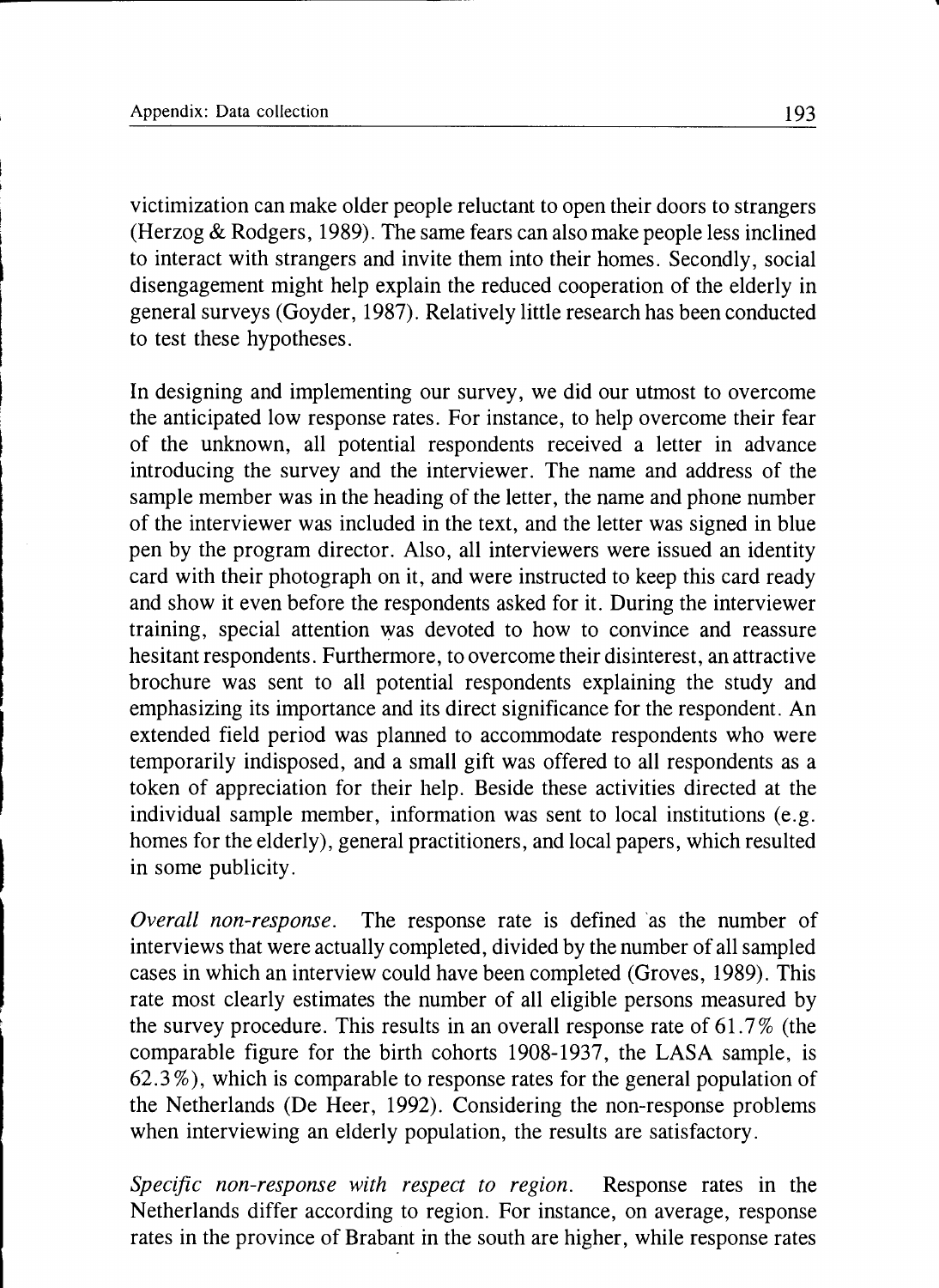victimization can make older people reluctant to open their doors to strangers (Herzog & Rodgers, 1989). The same fears can also make people less inclined to interact with strangers and invite them into their homes. Secondly, social disengagement might help explain the reduced cooperation of the elderly in general surveys (Goyder, 1987). Relatively little research has been conducted to test these hypotheses.

In designing and implementing our survey, we did our utmost to overcome the anticipated low response rates. For instance, to help overcome their fear of the unknown, all potential respondents received a letter in advance introducing the survey and the interviewer. The name and address of the sample member was in the heading of the letter, the name and phone number of the interviewer was included in the text, and the letter was signed in blue pen by the program director. Also, all interviewers were issued an identity card with their photograph on it, and were instructed to keep this card ready and show it even before the respondents asked for it. During the interviewer training, special attention was devoted to how to convince and reassure hesitant respondents. Furthermore, to overcome their disinterest, an attractive brochure was sent to all potential respondents explaining the study and emphasizing its importance and its direct significance for the respondent. An extended field period was planned to accommodate respondents who were temporarily indisposed, and a small gift was offered to all respondents as a token of appreciation for their help. Beside these activities directed at the individual sample member, information was sent to local institutions (e.g. homes for the elderly), general practitioners, and local papers, which resulted in some publicity.

*Overall non-response.* The response rate is defined as the number of interviews that were actually completed, divided by the number of all sampled cases in which an interview could have been completed (Groves, 1989). This rate most clearly estimates the number of all eligible persons measured by the survey procedure. This results in an overall response rate of 61.7% (the comparable figure for the birth cohorts 1908-1937, the LASA sample, is 62.3%), which is comparable to response rates for the general population of the Netherlands (De Heer, 1992). Considering the non-response problems when interviewing an elderly population, the results are satisfactory.

*Specific non-response with respect to region.* Response rates in the Netherlands differ according to region. For instance, on average, response rates in the province of Brabant in the south are higher, while response rates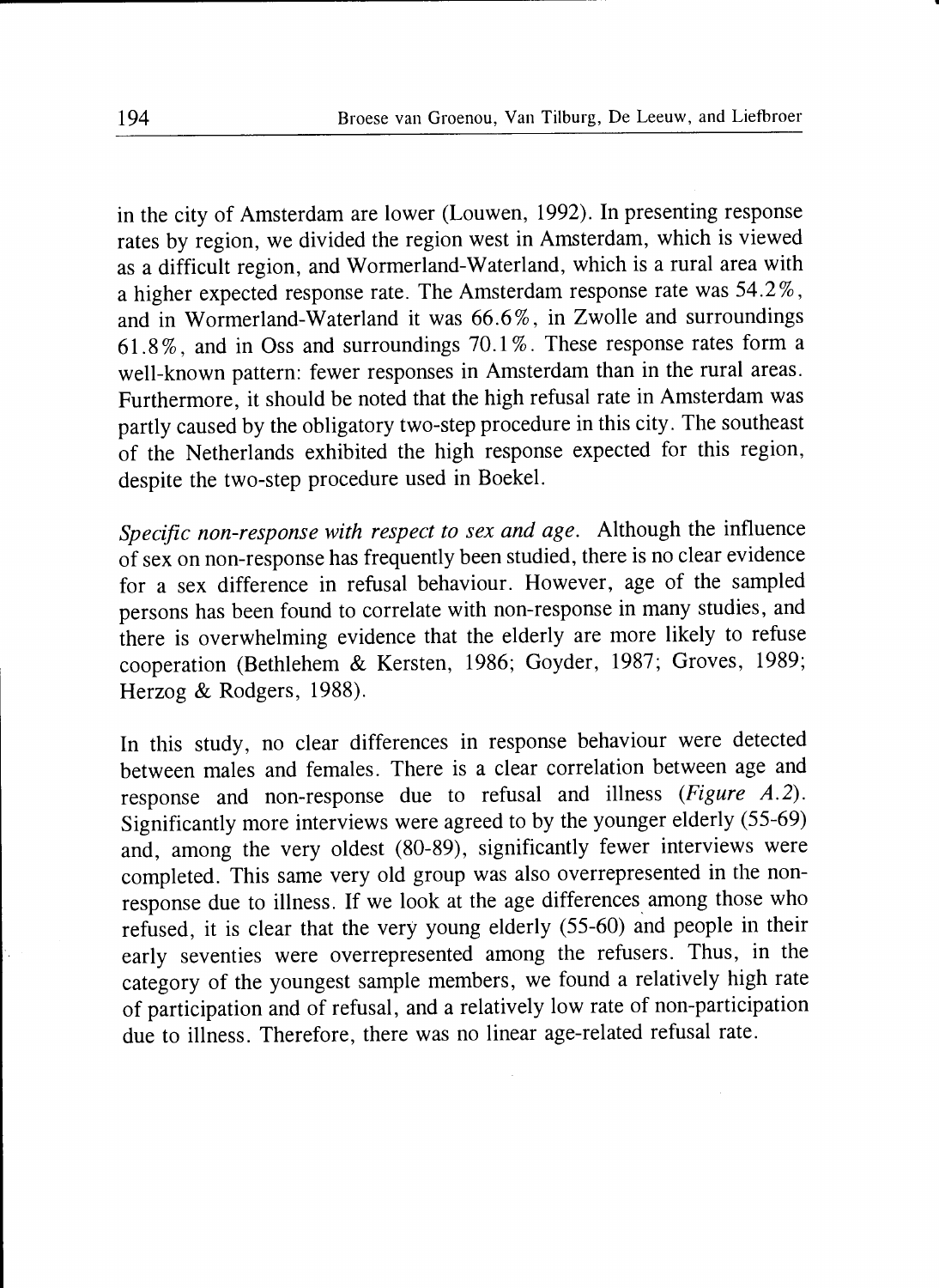in the city of Amsterdam are lower (Louwen, 1992). In presenting response rates by region, we divided the region west in Amsterdam, which is viewed as a difficult region, and Wormerland-Waterland, which is a rural area with a higher expected response rate. The Amsterdam response rate was 54.2%, and in Wormerland-Waterland it was 66.6%, in Zwolle and surroundings 61.8%, and in Oss and surroundings 70.1%. These response rates form a well-known pattern: fewer responses in Amsterdam than in the rural areas. Furthermore, it should be noted that the high refusal rate in Amsterdam was partly caused by the obligatory two-step procedure in this city. The southeast of the Netherlands exhibited the high response expected for this region, despite the two-step procedure used in Boekel.

*Specific non-response with respect to sex and age.* Although the influence of sex on non-response has frequently been studied, there is no clear evidence for a sex difference in refusal behaviour. However, age of the sampled persons has been found to correlate with non-response in many studies, and there is overwhelming evidence that the elderly are more likely to refuse cooperation (Bethlehem & Kersten, 1986; Goyder, 1987; Groves, 1989; Herzog & Rodgers, 1988).

In this study, no clear differences in response behaviour were detected between males and females. There is a clear correlation between age and response and non-response due to refusal and illness (*Figure A.2*). Significantly more interviews were agreed to by the younger elderly (55-69) and, among the very oldest (80-89), significantly fewer interviews were completed. This same very old group was also overrepresented in the non-response due to illness. If we look at the age differences among those who refused, it is clear that the very young elderly (55-60) and people in their early seventies were overrepresented among the refusers. Thus, in the category of the youngest sample members, we found a relatively high rate of participation and of refusal, and a relatively low rate of non-participation due to illness. Therefore, there was no linear age-related refusal rate.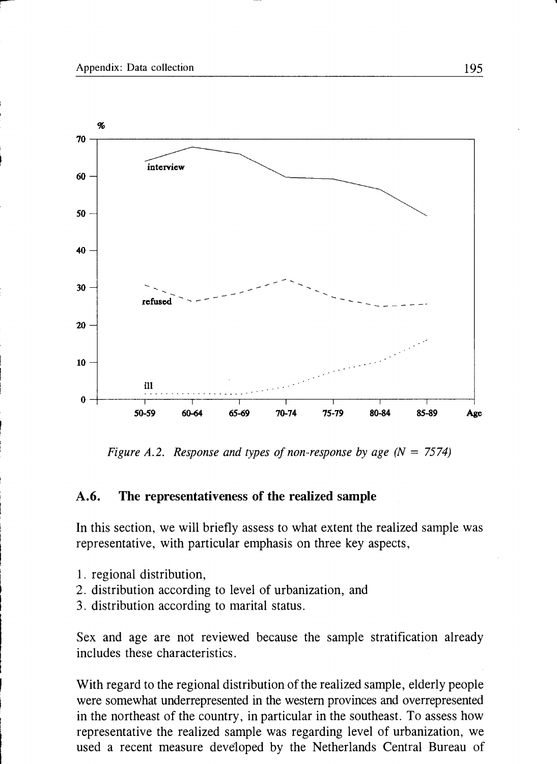Figure A.2. *Response and types of non-response by age (N = 7574)*

## A.6. The representativeness of the realized sample

In this section, we will briefly assess to what extent the realized sample was representative, with particular emphasis on three key aspects,

1. regional distribution,
2. distribution according to level of urbanization, and
3. distribution according to marital status.

Sex and age are not reviewed because the sample stratification already includes these characteristics.

With regard to the regional distribution of the realized sample, elderly people were somewhat underrepresented in the western provinces and overrepresented in the northeast of the country, in particular in the southeast. To assess how representative the realized sample was regarding level of urbanization, we used a recent measure developed by the Netherlands Central Bureau of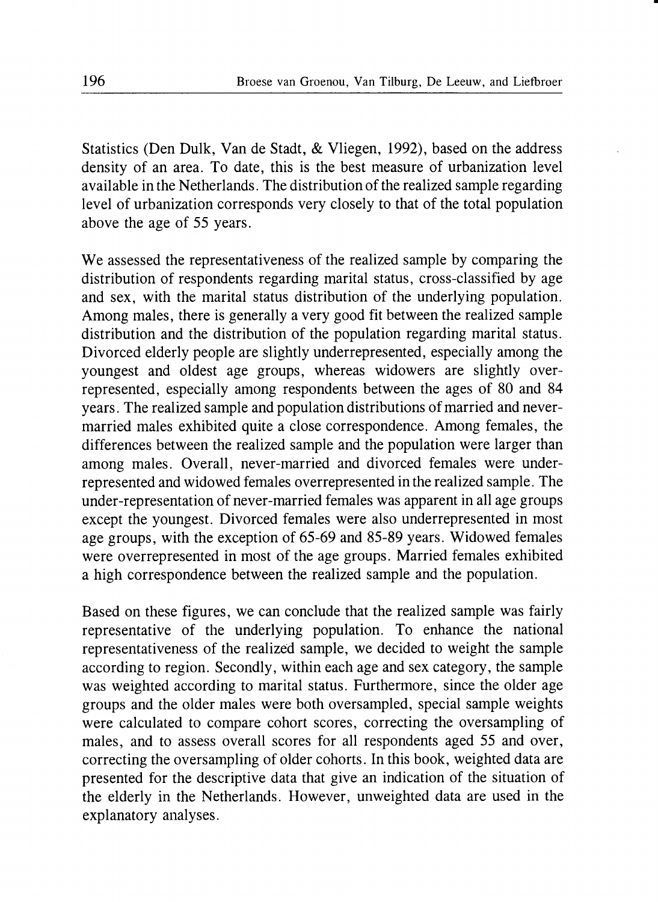Statistics (Den Dulk, Van de Stadt, & Vliegen, 1992), based on the address density of an area. To date, this is the best measure of urbanization level available in the Netherlands. The distribution of the realized sample regarding level of urbanization corresponds very closely to that of the total population above the age of 55 years.

We assessed the representativeness of the realized sample by comparing the distribution of respondents regarding marital status, cross-classified by age and sex, with the marital status distribution of the underlying population. Among males, there is generally a very good fit between the realized sample distribution and the distribution of the population regarding marital status. Divorced elderly people are slightly underrepresented, especially among the youngest and oldest age groups, whereas widowers are slightly overrepresented, especially among respondents between the ages of 80 and 84 years. The realized sample and population distributions of married and never-married males exhibited quite a close correspondence. Among females, the differences between the realized sample and the population were larger than among males. Overall, never-married and divorced females were underrepresented and widowed females overrepresented in the realized sample. The under-representation of never-married females was apparent in all age groups except the youngest. Divorced females were also underrepresented in most age groups, with the exception of 65-69 and 85-89 years. Widowed females were overrepresented in most of the age groups. Married females exhibited a high correspondence between the realized sample and the population.

Based on these figures, we can conclude that the realized sample was fairly representative of the underlying population. To enhance the national representativeness of the realized sample, we decided to weight the sample according to region. Secondly, within each age and sex category, the sample was weighted according to marital status. Furthermore, since the older age groups and the older males were both oversampled, special sample weights were calculated to compare cohort scores, correcting the oversampling of males, and to assess overall scores for all respondents aged 55 and over, correcting the oversampling of older cohorts. In this book, weighted data are presented for the descriptive data that give an indication of the situation of the elderly in the Netherlands. However, unweighted data are used in the explanatory analyses.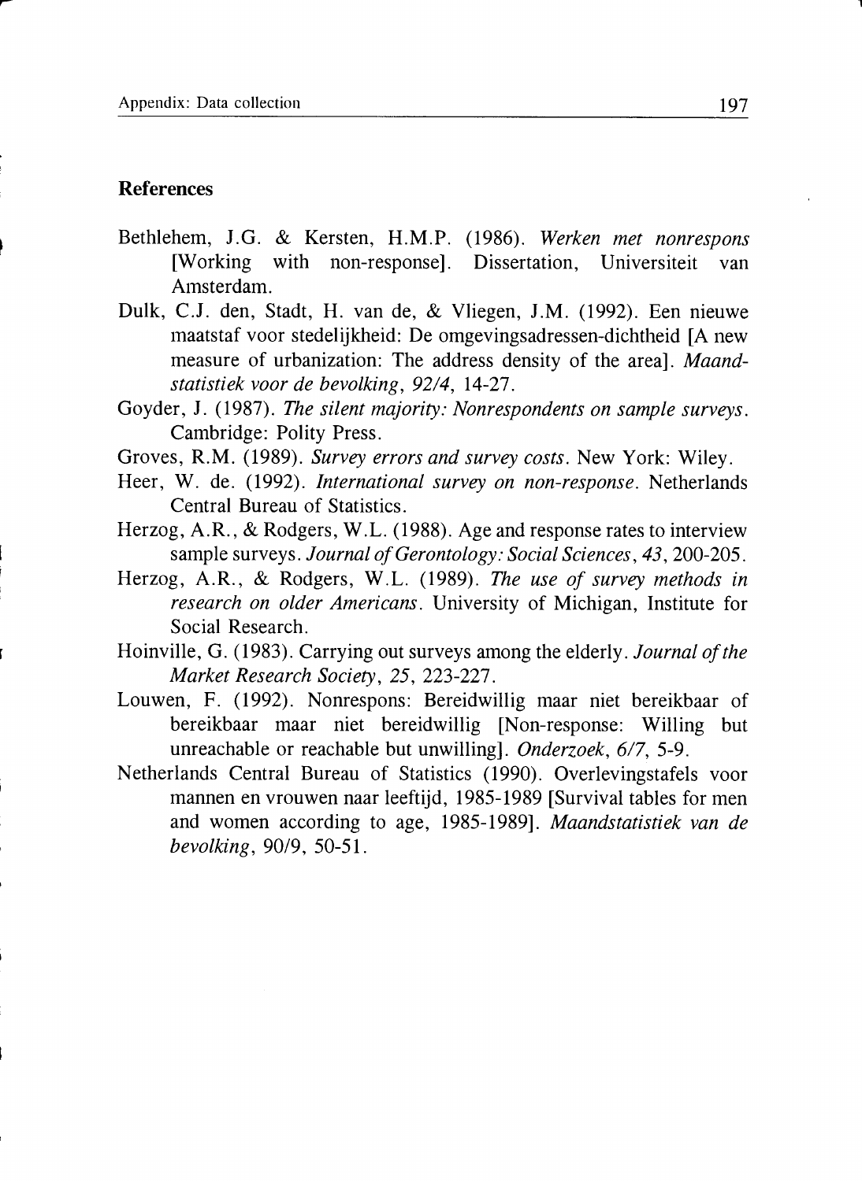## References

Bethlehem, J.G. & Kersten, H.M.P. (1986). *Werken met nonrespons* [Working with non-response]. Dissertation, Universiteit van Amsterdam.

Dulk, C.J. den, Stadt, H. van de, & Vliegen, J.M. (1992). Een nieuwe maatstaf voor stedelijkheid: De omgevingsadressen-dichtheid [A new measure of urbanization: The address density of the area]. *Maandstatistiek voor de bevolking, 92/4*, 14-27.

Goyder, J. (1987). *The silent majority: Nonrespondents on sample surveys*. Cambridge: Polity Press.

Groves, R.M. (1989). *Survey errors and survey costs*. New York: Wiley.

Heer, W. de. (1992). *International survey on non-response*. Netherlands Central Bureau of Statistics.

Herzog, A.R., & Rodgers, W.L. (1988). Age and response rates to interview sample surveys. *Journal of Gerontology: Social Sciences, 43*, 200-205.

Herzog, A.R., & Rodgers, W.L. (1989). *The use of survey methods in research on older Americans*. University of Michigan, Institute for Social Research.

Hoinville, G. (1983). Carrying out surveys among the elderly. *Journal of the Market Research Society, 25*, 223-227.

Louwen, F. (1992). Nonrespons: Bereidwillig maar niet bereikbaar of bereikbaar maar niet bereidwillig [Non-response: Willing but unreachable or reachable but unwilling]. *Onderzoek, 6/7*, 5-9.

Netherlands Central Bureau of Statistics (1990). Overlevingstafels voor mannen en vrouwen naar leeftijd, 1985-1989 [Survival tables for men and women according to age, 1985-1989]. *Maandstatistiek van de bevolking*, 90/9, 50-51.